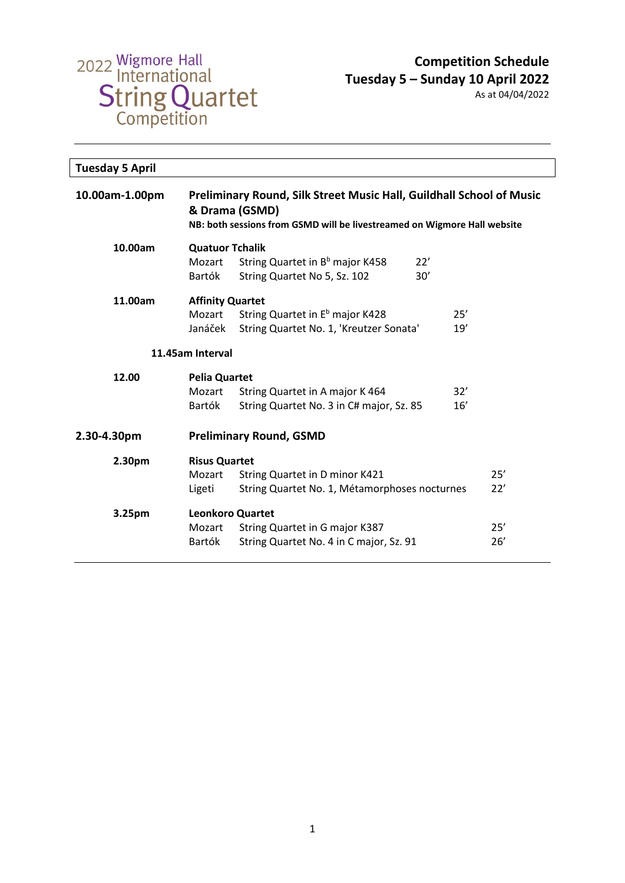2022 Wigmore Hall International String Quartet Competition

# Competition Schedule
## Tuesday 5 – Sunday 10 April 2022
As at 04/04/2022

---

## Tuesday 5 April

**10.00am-1.00pm** — **Preliminary Round, Silk Street Music Hall, Guildhall School of Music & Drama (GSMD)**
**NB: both sessions from GSMD will be livestreamed on Wigmore Hall website**

**10.00am** — **Quatuor Tchalik**

| | | |
|---|---|---|
| Mozart | String Quartet in B$^{b}$ major K458 | 22′ |
| Bartók | String Quartet No 5, Sz. 102 | 30′ |

**11.00am** — **Affinity Quartet**

| | | |
|---|---|---|
| Mozart | String Quartet in E$^{b}$ major K428 | 25′ |
| Janáček | String Quartet No. 1, 'Kreutzer Sonata' | 19′ |

**11.45am Interval**

**12.00** — **Pelia Quartet**

| | | |
|---|---|---|
| Mozart | String Quartet in A major K 464 | 32′ |
| Bartók | String Quartet No. 3 in C# major, Sz. 85 | 16′ |

**2.30-4.30pm** — **Preliminary Round, GSMD**

**2.30pm** — **Risus Quartet**

| | | |
|---|---|---|
| Mozart | String Quartet in D minor K421 | 25′ |
| Ligeti | String Quartet No. 1, Métamorphoses nocturnes | 22′ |

**3.25pm** — **Leonkoro Quartet**

| | | |
|---|---|---|
| Mozart | String Quartet in G major K387 | 25′ |
| Bartók | String Quartet No. 4 in C major, Sz. 91 | 26′ |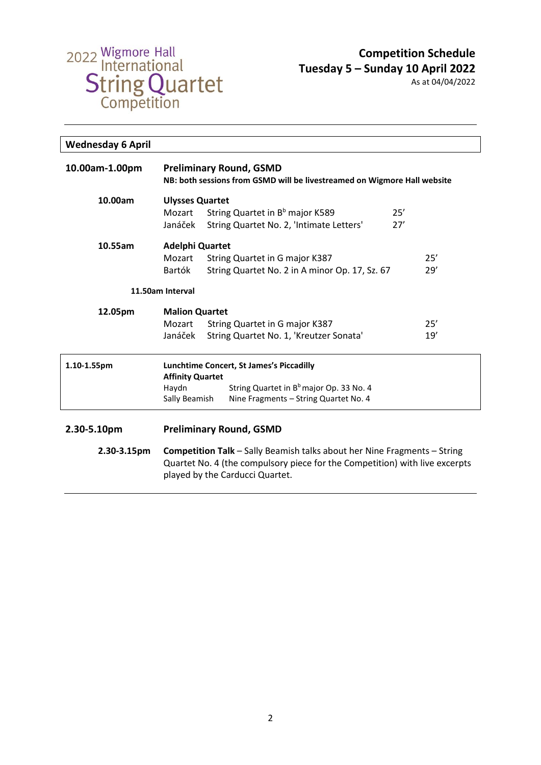2022 Wigmore Hall International String Quartet Competition

**Competition Schedule**
**Tuesday 5 – Sunday 10 April 2022**
As at 04/04/2022

## Wednesday 6 April

### 10.00am-1.00pm — Preliminary Round, GSMD

**NB: both sessions from GSMD will be livestreamed on Wigmore Hall website**

**10.00am — Ulysses Quartet**

| | | |
|---|---|---|
| Mozart | String Quartet in B$^b$ major K589 | 25’ |
| Janáček | String Quartet No. 2, 'Intimate Letters' | 27’ |

**10.55am — Adelphi Quartet**

| | | |
|---|---|---|
| Mozart | String Quartet in G major K387 | 25’ |
| Bartók | String Quartet No. 2 in A minor Op. 17, Sz. 67 | 29’ |

**11.50am Interval**

**12.05pm — Malion Quartet**

| | | |
|---|---|---|
| Mozart | String Quartet in G major K387 | 25’ |
| Janáček | String Quartet No. 1, 'Kreutzer Sonata' | 19’ |

### 1.10-1.55pm — Lunchtime Concert, St James's Piccadilly

**Affinity Quartet**

| | |
|---|---|
| Haydn | String Quartet in B$^b$ major Op. 33 No. 4 |
| Sally Beamish | Nine Fragments – String Quartet No. 4 |

### 2.30-5.10pm — Preliminary Round, GSMD

**2.30-3.15pm** — **Competition Talk** – Sally Beamish talks about her Nine Fragments – String Quartet No. 4 (the compulsory piece for the Competition) with live excerpts played by the Carducci Quartet.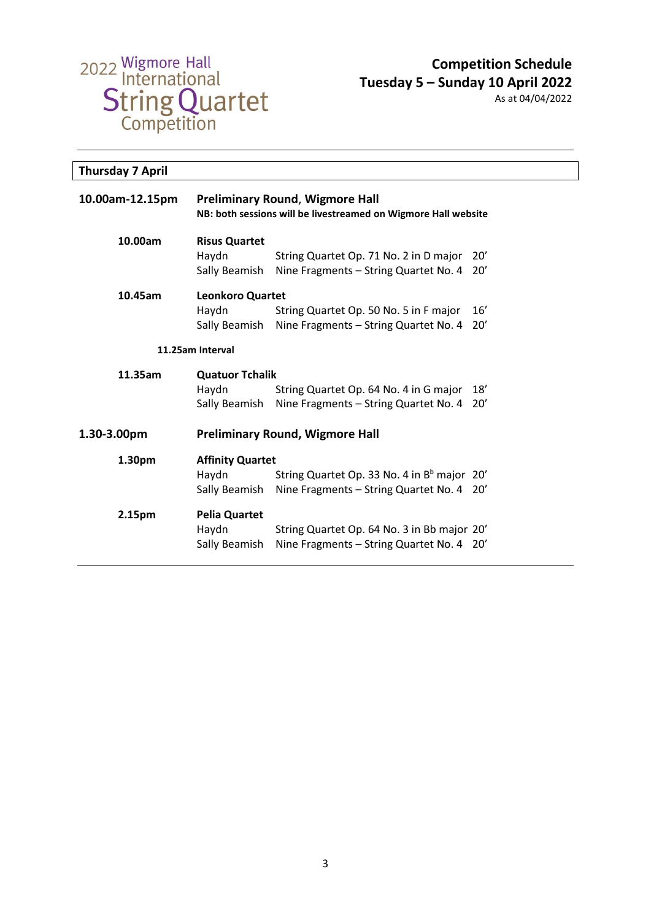2022 Wigmore Hall International String Quartet Competition

**Competition Schedule**
**Tuesday 5 – Sunday 10 April 2022**
As at 04/04/2022

## Thursday 7 April

**10.00am-12.15pm** — **Preliminary Round, Wigmore Hall**
**NB: both sessions will be livestreamed on Wigmore Hall website**

**10.00am** — **Risus Quartet**

| | | |
|---|---|---|
| Haydn | String Quartet Op. 71 No. 2 in D major | 20' |
| Sally Beamish | Nine Fragments – String Quartet No. 4 | 20' |

**10.45am** — **Leonkoro Quartet**

| | | |
|---|---|---|
| Haydn | String Quartet Op. 50 No. 5 in F major | 16' |
| Sally Beamish | Nine Fragments – String Quartet No. 4 | 20' |

**11.25am Interval**

**11.35am** — **Quatuor Tchalik**

| | | |
|---|---|---|
| Haydn | String Quartet Op. 64 No. 4 in G major | 18' |
| Sally Beamish | Nine Fragments – String Quartet No. 4 | 20' |

**1.30-3.00pm** — **Preliminary Round, Wigmore Hall**

**1.30pm** — **Affinity Quartet**

| | | |
|---|---|---|
| Haydn | String Quartet Op. 33 No. 4 in B$^{b}$ major | 20' |
| Sally Beamish | Nine Fragments – String Quartet No. 4 | 20' |

**2.15pm** — **Pelia Quartet**

| | | |
|---|---|---|
| Haydn | String Quartet Op. 64 No. 3 in Bb major | 20' |
| Sally Beamish | Nine Fragments – String Quartet No. 4 | 20' |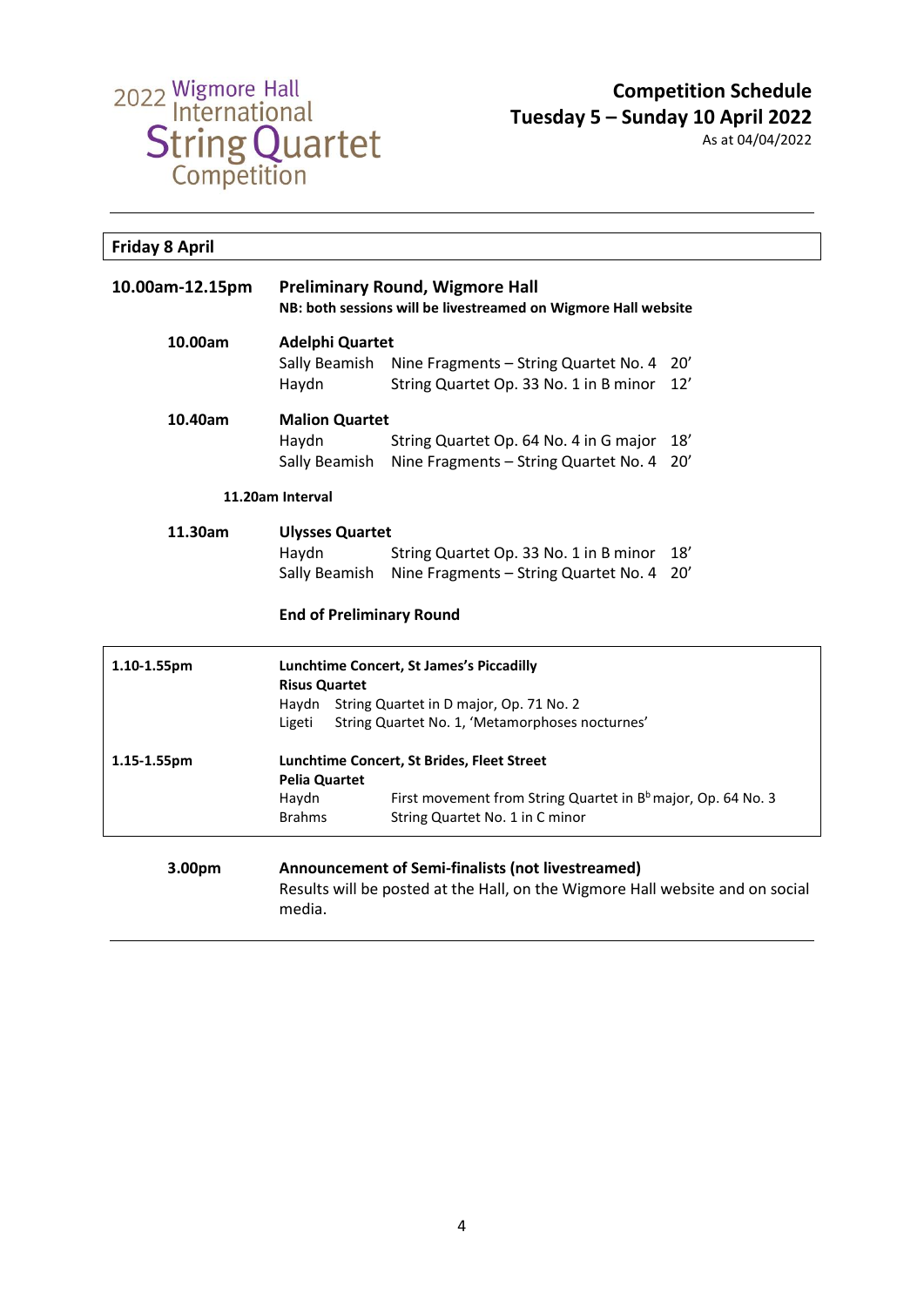2022 Wigmore Hall International String Quartet Competition

**Competition Schedule**
**Tuesday 5 – Sunday 10 April 2022**
As at 04/04/2022

## Friday 8 April

**10.00am-12.15pm** — **Preliminary Round, Wigmore Hall**
**NB: both sessions will be livestreamed on Wigmore Hall website**

**10.00am** — **Adelphi Quartet**

| | | |
|---|---|---|
| Sally Beamish | Nine Fragments – String Quartet No. 4 | 20' |
| Haydn | String Quartet Op. 33 No. 1 in B minor | 12' |

**10.40am** — **Malion Quartet**

| | | |
|---|---|---|
| Haydn | String Quartet Op. 64 No. 4 in G major | 18' |
| Sally Beamish | Nine Fragments – String Quartet No. 4 | 20' |

**11.20am Interval**

**11.30am** — **Ulysses Quartet**

| | | |
|---|---|---|
| Haydn | String Quartet Op. 33 No. 1 in B minor | 18' |
| Sally Beamish | Nine Fragments – String Quartet No. 4 | 20' |

**End of Preliminary Round**

---

**1.10-1.55pm** — **Lunchtime Concert, St James's Piccadilly**
**Risus Quartet**
Haydn String Quartet in D major, Op. 71 No. 2
Ligeti String Quartet No. 1, 'Metamorphoses nocturnes'

**1.15-1.55pm** — **Lunchtime Concert, St Brides, Fleet Street**
**Pelia Quartet**
Haydn First movement from String Quartet in B$^{b}$ major, Op. 64 No. 3
Brahms String Quartet No. 1 in C minor

---

**3.00pm** — **Announcement of Semi-finalists (not livestreamed)**
Results will be posted at the Hall, on the Wigmore Hall website and on social media.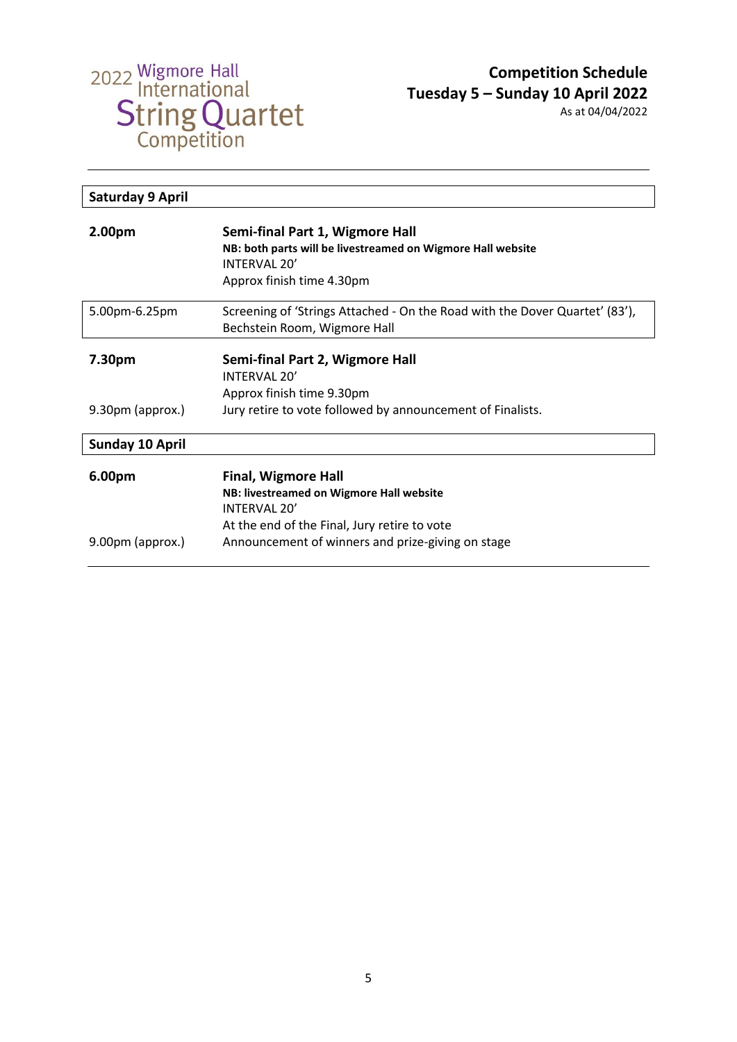2022 Wigmore Hall International String Quartet Competition

**Competition Schedule**
**Tuesday 5 – Sunday 10 April 2022**
As at 04/04/2022

| **Saturday 9 April** | |
|---|---|
| **2.00pm** | **Semi-final Part 1, Wigmore Hall**<br>**NB: both parts will be livestreamed on Wigmore Hall website**<br>INTERVAL 20'<br>Approx finish time 4.30pm |
| 5.00pm-6.25pm | Screening of 'Strings Attached - On the Road with the Dover Quartet' (83'), Bechstein Room, Wigmore Hall |
| **7.30pm** | **Semi-final Part 2, Wigmore Hall**<br>INTERVAL 20'<br>Approx finish time 9.30pm |
| 9.30pm (approx.) | Jury retire to vote followed by announcement of Finalists. |

| **Sunday 10 April** | |
|---|---|
| **6.00pm** | **Final, Wigmore Hall**<br>**NB: livestreamed on Wigmore Hall website**<br>INTERVAL 20'<br>At the end of the Final, Jury retire to vote |
| 9.00pm (approx.) | Announcement of winners and prize-giving on stage |